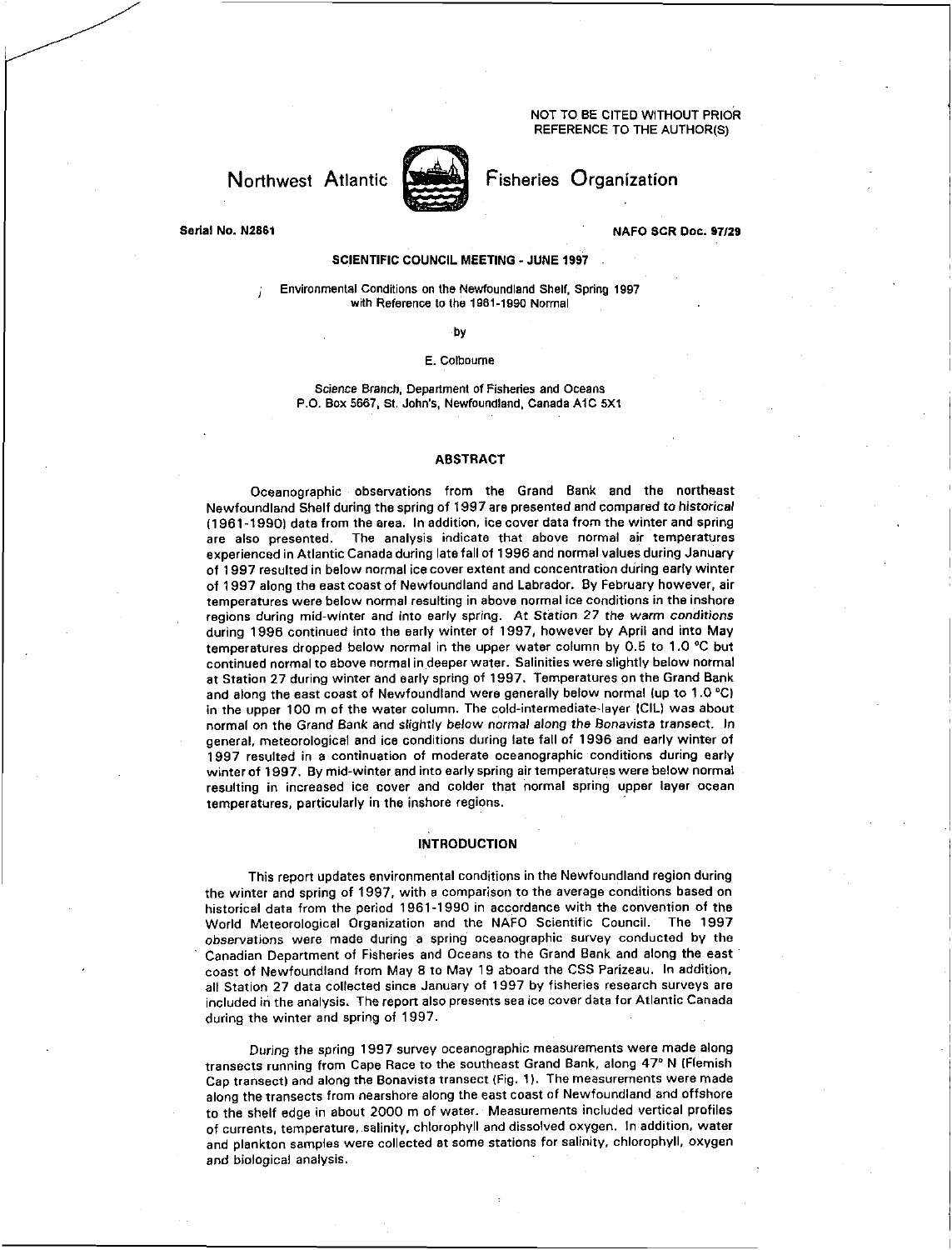NOT TO BE CITED WITHOUT PRIOR REFERENCE TO THE AUTHOR(S)

# Northwest Atlantic Fisheries Organization

Serial No. N2861

NAFO SCR Doc. 97/29

**SCIENTIFIC COUNCIL MEETING - JUNE 1997**

Environmental Conditions on the Newfoundland Shelf, Spring 1997 with Reference to the 1961-1990 Normal

by

E. Colbourne

*Science Branch, Department of Fisheries and Oceans*
P.O. Box 5667, St. John's, Newfoundland, Canada A1C 5X1

## ABSTRACT

Oceanographic observations from the Grand Bank and the northeast Newfoundland Shelf during the spring of 1997 are presented and compared to historical (1961-1990) data from the area. In addition, ice cover data from the winter and spring are also presented. The analysis indicate that above normal air temperatures experienced in Atlantic Canada during late fall of 1996 and normal values during January of 1997 resulted in below normal ice cover extent and concentration during early winter of 1997 along the east coast of Newfoundland and Labrador. By February however, air temperatures were below normal resulting in above normal ice conditions in the inshore regions during mid-winter and into early spring. At Station 27 the warm conditions during 1996 continued into the early winter of 1997, however by April and into May temperatures dropped below normal in the upper water column by 0.5 to 1.0 °C but continued normal to above normal in deeper water. Salinities were slightly below normal at Station 27 during winter and early spring of 1997. Temperatures on the Grand Bank and along the east coast of Newfoundland were generally below normal (up to 1.0 °C) in the upper 100 m of the water column. The cold-intermediate-layer (CIL) was about normal on the Grand Bank and slightly below normal along the Bonavista transect. In general, meteorological and ice conditions during late fall of 1996 and early winter of 1997 resulted in a continuation of moderate oceanographic conditions during early winter of 1997. By mid-winter and into early spring air temperatures were below normal resulting in increased ice cover and colder that normal spring upper layer ocean temperatures, particularly in the inshore regions.

## INTRODUCTION

This report updates environmental conditions in the Newfoundland region during the winter and spring of 1997, with a comparison to the average conditions based on historical data from the period 1961-1990 in accordance with the convention of the World Meteorological Organization and the NAFO Scientific Council. The 1997 observations were made during a spring oceanographic survey conducted by the Canadian Department of Fisheries and Oceans to the Grand Bank and along the east coast of Newfoundland from May 8 to May 19 aboard the CSS Parizeau. In addition, all Station 27 data collected since January of 1997 by fisheries research surveys are included in the analysis. The report also presents sea ice cover data for Atlantic Canada during the winter and spring of 1997.

During the spring 1997 survey oceanographic measurements were made along transects running from Cape Race to the southeast Grand Bank, along 47° N (Flemish Cap transect) and along the Bonavista transect (Fig. 1). The measurements were made along the transects from nearshore along the east coast of Newfoundland and offshore to the shelf edge in about 2000 m of water. Measurements included vertical profiles of currents, temperature, salinity, chlorophyll and dissolved oxygen. In addition, water and plankton samples were collected at some stations for salinity, chlorophyll, oxygen and biological analysis.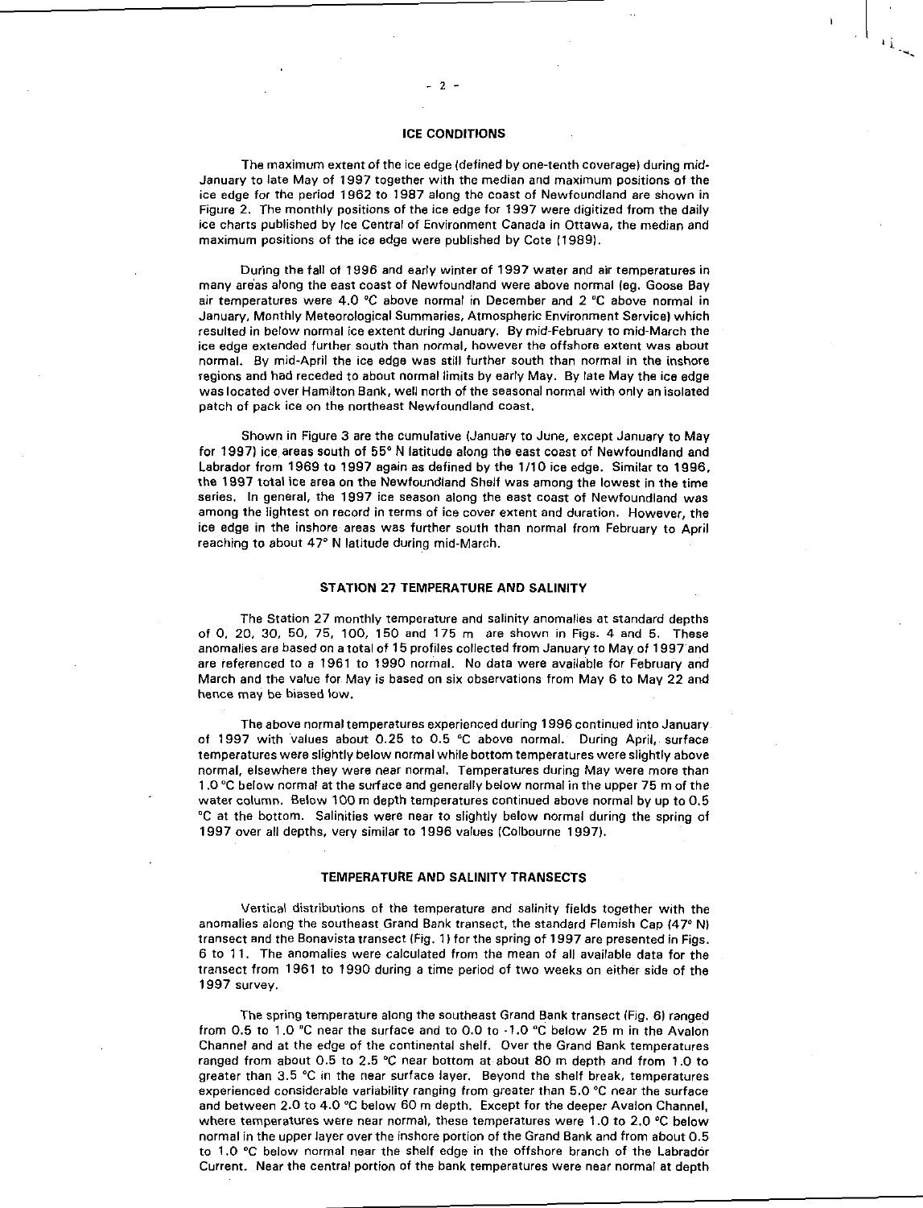## ICE CONDITIONS

The maximum extent of the ice edge (defined by one-tenth coverage) during mid-January to late May of 1997 together with the median and maximum positions of the ice edge for the period 1962 to 1987 along the coast of Newfoundland are shown in Figure 2. The monthly positions of the ice edge for 1997 were digitized from the daily ice charts published by Ice Central of Environment Canada in Ottawa, the median and maximum positions of the ice edge were published by Cote (1989).

During the fall of 1996 and early winter of 1997 water and air temperatures in many areas along the east coast of Newfoundland were above normal (eg. Goose Bay air temperatures were 4.0 °C above normal in December and 2 °C above normal in January, Monthly Meteorological Summaries, Atmospheric Environment Service) which resulted in below normal ice extent during January. By mid-February to mid-March the ice edge extended further south than normal, however the offshore extent was about normal. By mid-April the ice edge was still further south than normal in the inshore regions and had receded to about normal limits by early May. By late May the ice edge was located over Hamilton Bank, well north of the seasonal normal with only an isolated patch of pack ice on the northeast Newfoundland coast.

Shown in Figure 3 are the cumulative (January to June, except January to May for 1997) ice areas south of 55° N latitude along the east coast of Newfoundland and Labrador from 1969 to 1997 again as defined by the 1/10 ice edge. Similar to 1996, the 1997 total ice area on the Newfoundland Shelf was among the lowest in the time series. In general, the 1997 ice season along the east coast of Newfoundland was among the lightest on record in terms of ice cover extent and duration. However, the ice edge in the inshore areas was further south than normal from February to April reaching to about 47° N latitude during mid-March.

## STATION 27 TEMPERATURE AND SALINITY

The Station 27 monthly temperature and salinity anomalies at standard depths of 0, 20, 30, 50, 75, 100, 150 and 175 m are shown in Figs. 4 and 5. These anomalies are based on a total of 15 profiles collected from January to May of 1997 and are referenced to a 1961 to 1990 normal. No data were available for February and March and the value for May is based on six observations from May 6 to May 22 and hence may be biased low.

The above normal temperatures experienced during 1996 continued into January of 1997 with values about 0.25 to 0.5 °C above normal. During April, surface temperatures were slightly below normal while bottom temperatures were slightly above normal, elsewhere they were near normal. Temperatures during May were more than 1.0 °C below normal at the surface and generally below normal in the upper 75 m of the water column. Below 100 m depth temperatures continued above normal by up to 0.5 °C at the bottom. Salinities were near to slightly below normal during the spring of 1997 over all depths, very similar to 1996 values (Colbourne 1997).

## TEMPERATURE AND SALINITY TRANSECTS

Vertical distributions of the temperature and salinity fields together with the anomalies along the southeast Grand Bank transect, the standard Flemish Cap (47° N) transect and the Bonavista transect (Fig. 1) for the spring of 1997 are presented in Figs. 6 to 11. The anomalies were calculated from the mean of all available data for the transect from 1961 to 1990 during a time period of two weeks on either side of the 1997 survey.

The spring temperature along the southeast Grand Bank transect (Fig. 6) ranged from 0.5 to 1.0 °C near the surface and to 0.0 to -1.0 °C below 25 m in the Avalon Channel and at the edge of the continental shelf. Over the Grand Bank temperatures ranged from about 0.5 to 2.5 °C near bottom at about 80 m depth and from 1.0 to greater than 3.5 °C in the near surface layer. Beyond the shelf break, temperatures experienced considerable variability ranging from greater than 5.0 °C near the surface and between 2.0 to 4.0 °C below 60 m depth. Except for the deeper Avalon Channel, where temperatures were near normal, these temperatures were 1.0 to 2.0 °C below normal in the upper layer over the inshore portion of the Grand Bank and from about 0.5 to 1.0 °C below normal near the shelf edge in the offshore branch of the Labrador Current. Near the central portion of the bank temperatures were near normal at depth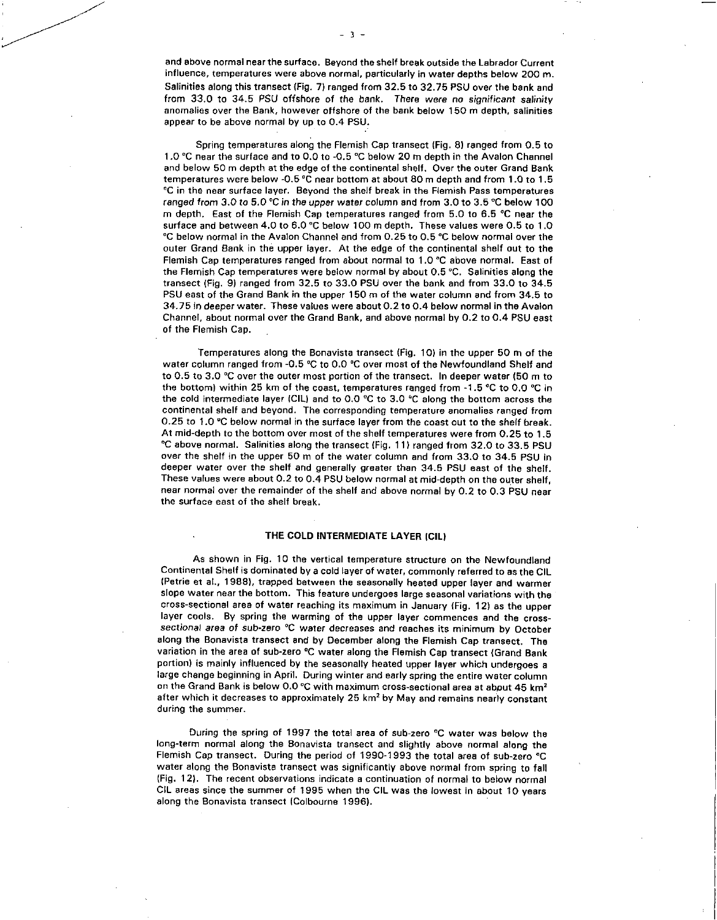and above normal near the surface. Beyond the shelf break outside the Labrador Current influence, temperatures were above normal, particularly in water depths below 200 m. Salinities along this transect (Fig. 7) ranged from 32.5 to 32.75 PSU over the bank and from 33.0 to 34.5 PSU offshore of the bank. *There were no significant salinity anomalies over the Bank, however offshore of the bank below 150 m depth, salinities appear to be above normal by up to 0.4 PSU.*

Spring temperatures along the Flemish Cap transect (Fig. 8) ranged from 0.5 to 1.0 °C near the surface and to 0.0 to -0.5 °C below 20 m depth in the Avalon Channel and below 50 m depth at the edge of the continental shelf. Over the outer Grand Bank temperatures were below -0.5 °C near bottom at about 80 m depth and from 1.0 to 1.5 °C in the near surface layer. Beyond the shelf break in the Flemish Pass temperatures *ranged from 3.0 to 5.0 °C in the upper water* column and from 3.0 to 3.5 °C below 100 m depth. East of the Flemish Cap temperatures ranged from 5.0 to 6.5 °C near the surface and between 4.0 to 6.0 °C below 100 m depth. These values were 0.5 to 1.0 °C below normal in the Avalon Channel and from 0.25 to 0.5 °C below normal over the outer Grand Bank in the upper layer. At the edge of the continental shelf out to the Flemish Cap temperatures ranged from about normal to 1.0 °C above normal. East of the Flemish Cap temperatures were below normal by about 0.5 °C. Salinities along the transect (Fig. 9) ranged from 32.5 to 33.0 PSU over the bank and from 33.0 to 34.5 PSU east of the Grand Bank in the upper 150 m of the water column and from 34.5 to 34.75 in deeper water. These values were about 0.2 to 0.4 below normal in the Avalon Channel, about normal over the Grand Bank, and above normal by 0.2 to 0.4 PSU east of the Flemish Cap.

Temperatures along the Bonavista transect (Fig. 10) in the upper 50 m of the water column ranged from -0.5 °C to 0.0 °C over most of the Newfoundland Shelf and to 0.5 to 3.0 °C over the outer most portion of the transect. In deeper water (50 m to the bottom) within 25 km of the coast, temperatures ranged from -1.5 °C to 0.0 °C in the cold intermediate layer (CIL) and to 0.0 °C to 3.0 °C along the bottom across the continental shelf and beyond. The corresponding temperature anomalies ranged from 0.25 to 1.0 °C below normal in the surface layer from the coast out to the shelf break. At mid-depth to the bottom over most of the shelf temperatures were from 0.25 to 1.5 °C above normal. Salinities along the transect (Fig. 11) ranged from 32.0 to 33.5 PSU over the shelf in the upper 50 m of the water column and from 33.0 to 34.5 PSU in deeper water over the shelf and generally greater than 34.5 PSU east of the shelf. These values were about 0.2 to 0.4 PSU below normal at mid-depth on the outer shelf, near normal over the remainder of the shelf and above normal by 0.2 to 0.3 PSU near the surface east of the shelf break.

## THE COLD INTERMEDIATE LAYER (CIL)

As shown in Fig. 10 the vertical temperature structure on the Newfoundland Continental Shelf is dominated by a cold layer of water, commonly referred to as the CIL (Petrie et al., 1988), trapped between the seasonally heated upper layer and warmer slope water near the bottom. This feature undergoes large seasonal variations with the cross-sectional area of water reaching its maximum in January (Fig. 12) as the upper layer cools. By spring the warming of the upper layer commences and the cross-*sectional area of sub-zero* °C water decreases and reaches its minimum by October along the Bonavista transect and by December along the Flemish Cap transect. The variation in the area of sub-zero °C water along the Flemish Cap transect (Grand Bank portion) is mainly influenced by the seasonally heated upper layer which undergoes a large change beginning in April. During winter and early spring the entire water column on the Grand Bank is below 0.0 °C with maximum cross-sectional area at about 45 $km^2$ after which it decreases to approximately 25 $km^2$ by May and remains nearly constant during the summer.

During the spring of 1997 the total area of sub-zero °C water was below the long-term normal along the Bonavista transect and slightly above normal along the Flemish Cap transect. During the period of 1990-1993 the total area of sub-zero °C water along the Bonavista transect was significantly above normal from spring to fall (Fig. 12). The recent observations indicate a continuation of normal to below normal CIL areas since the summer of 1995 when the CIL was the lowest in about 10 years along the Bonavista transect (Colbourne 1996).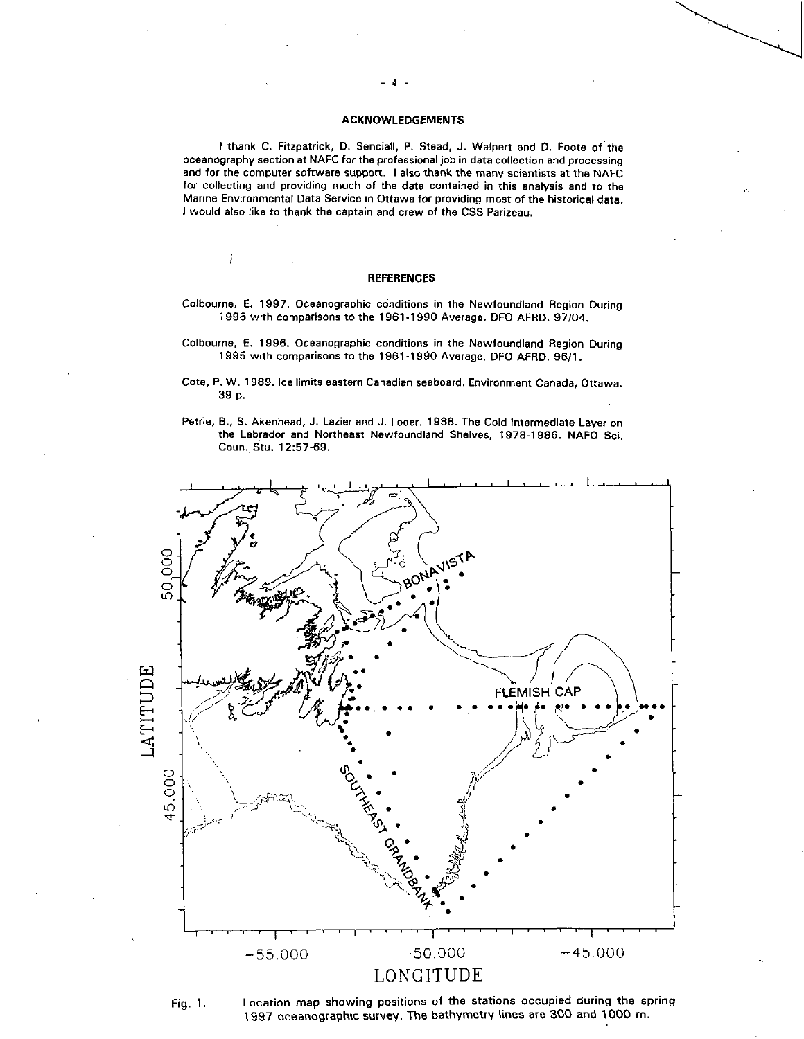## ACKNOWLEDGEMENTS

I thank C. Fitzpatrick, D. Senciall, P. Stead, J. Walpert and D. Foote of the oceanography section at NAFC for the professional job in data collection and processing and for the computer software support. I also thank the many scientists at the NAFC for collecting and providing much of the data contained in this analysis and to the Marine Environmental Data Service in Ottawa for providing most of the historical data. I would also like to thank the captain and crew of the CSS Parizeau.

## REFERENCES

Colbourne, E. 1997. Oceanographic conditions in the Newfoundland Region During 1996 with comparisons to the 1961-1990 Average. DFO AFRD. 97/04.

Colbourne, E. 1996. Oceanographic conditions in the Newfoundland Region During 1995 with comparisons to the 1961-1990 Average. DFO AFRD. 96/1.

Cote, P. W. 1989. Ice limits eastern Canadian seaboard. Environment Canada, Ottawa. 39 p.

Petrie, B., S. Akenhead, J. Lazier and J. Loder. 1988. The Cold Intermediate Layer on the Labrador and Northeast Newfoundland Shelves, 1978-1986. NAFO Sci. Coun. Stu. 12:57-69.

Fig. 1. Location map showing positions of the stations occupied during the spring 1997 oceanographic survey. The bathymetry lines are 300 and 1000 m.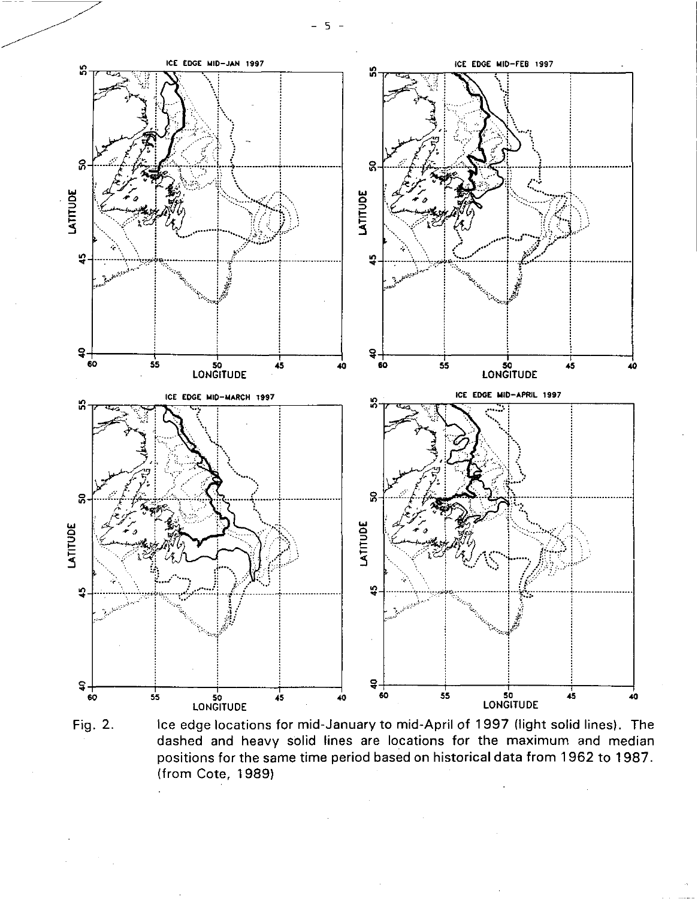Fig. 2. Ice edge locations for mid-January to mid-April of 1997 (light solid lines). The dashed and heavy solid lines are locations for the maximum and median positions for the same time period based on historical data from 1962 to 1987. (from Cote, 1989)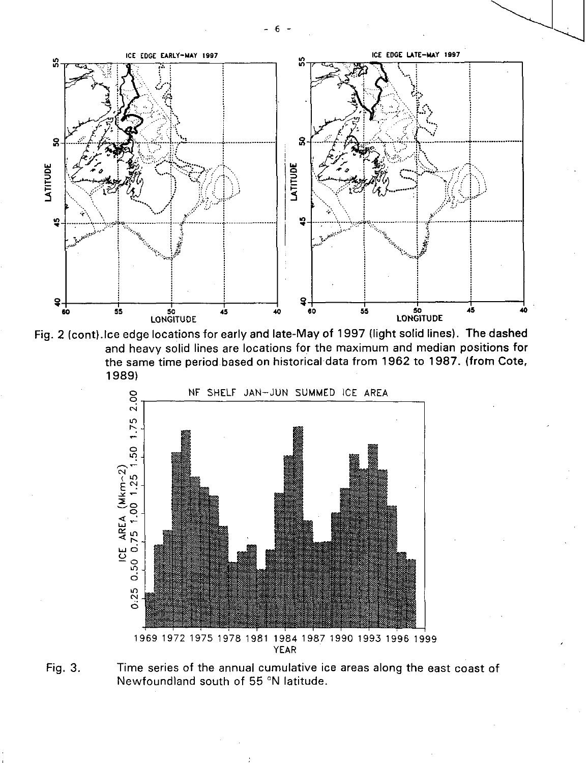Fig. 2 (cont).Ice edge locations for early and late-May of 1997 (light solid lines). The dashed and heavy solid lines are locations for the maximum and median positions for the same time period based on historical data from 1962 to 1987. (from Cote, 1989)

Fig. 3. Time series of the annual cumulative ice areas along the east coast of Newfoundland south of 55 °N latitude.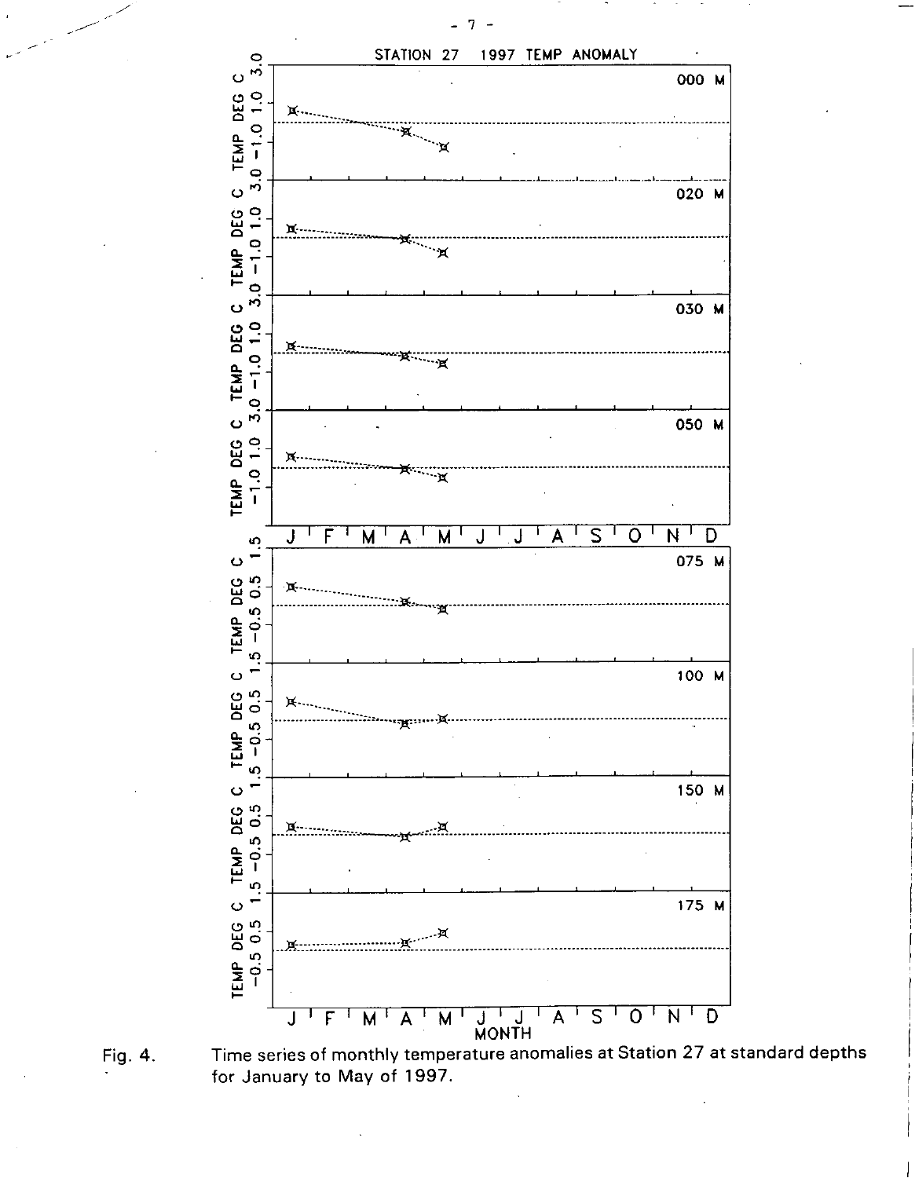STATION 27 1997 TEMP ANOMALY

Fig. 4. Time series of monthly temperature anomalies at Station 27 at standard depths for January to May of 1997.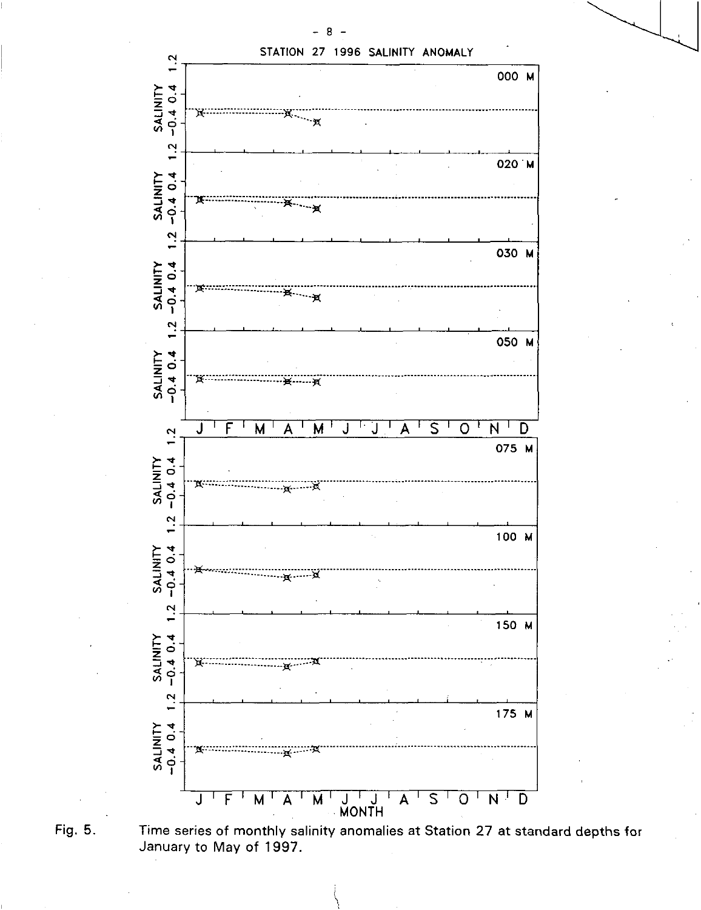STATION 27 1996 SALINITY ANOMALY

Fig. 5. Time series of monthly salinity anomalies at Station 27 at standard depths for January to May of 1997.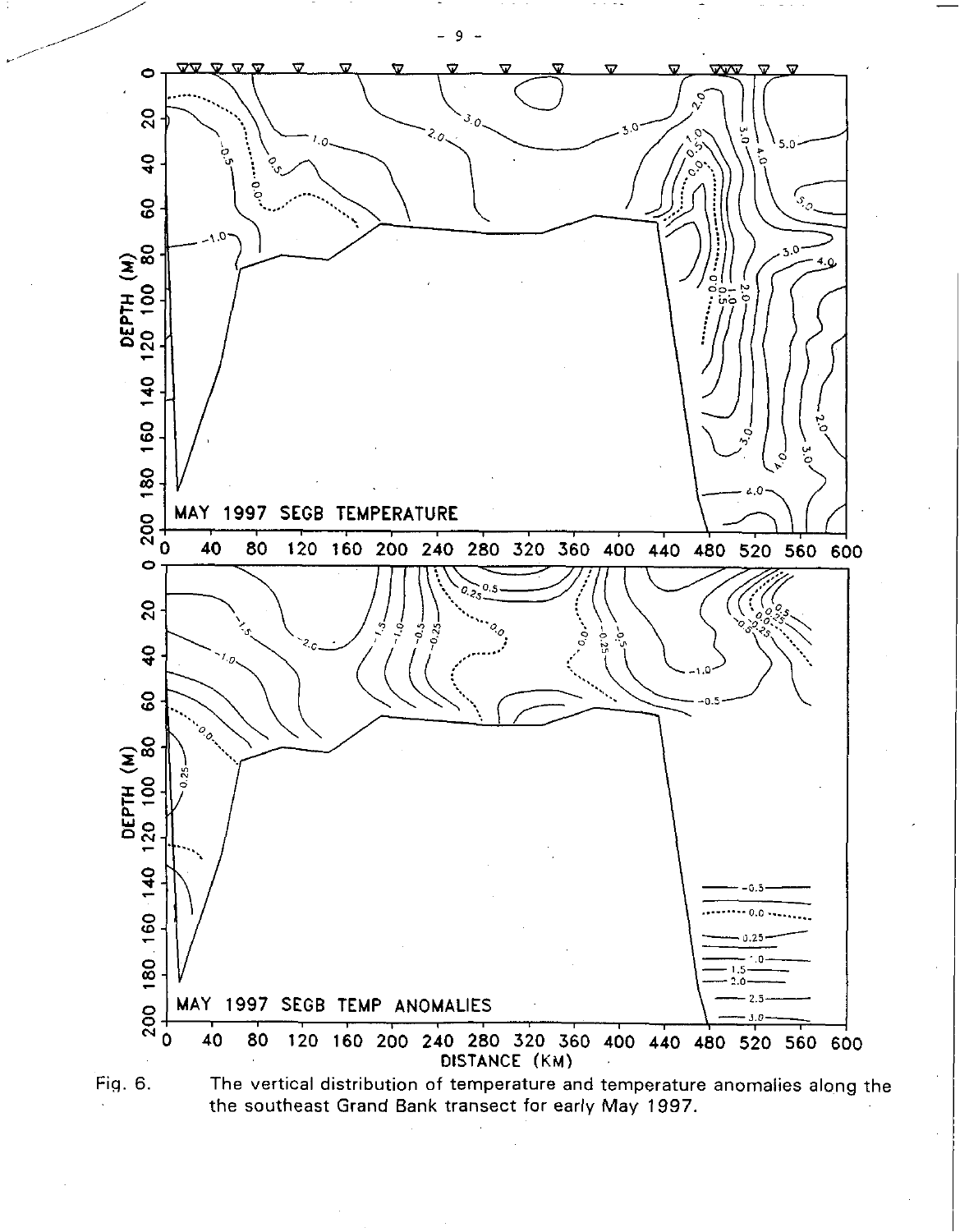Fig. 6. The vertical distribution of temperature and temperature anomalies along the the southeast Grand Bank transect for early May 1997.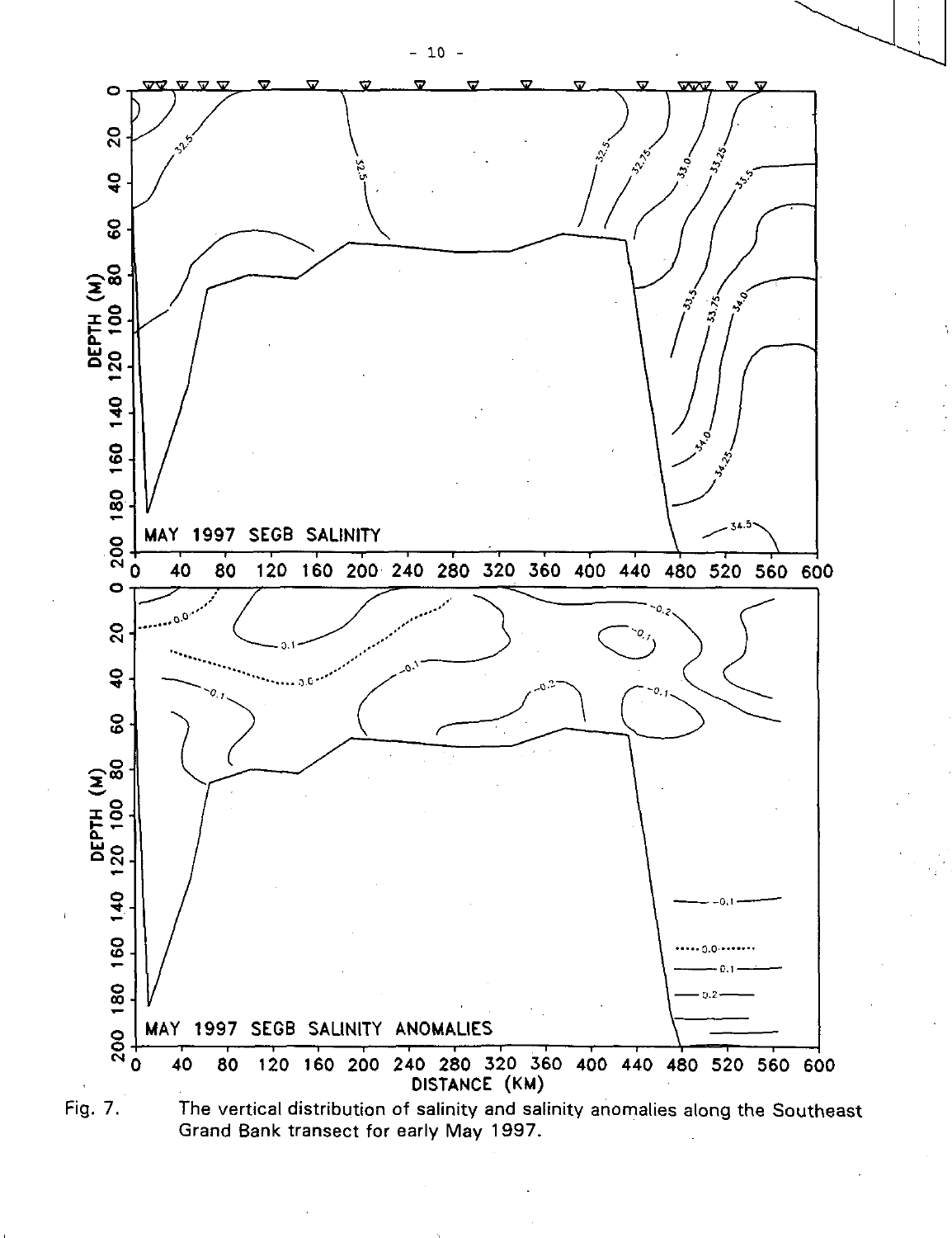Fig. 7. The vertical distribution of salinity and salinity anomalies along the Southeast Grand Bank transect for early May 1997.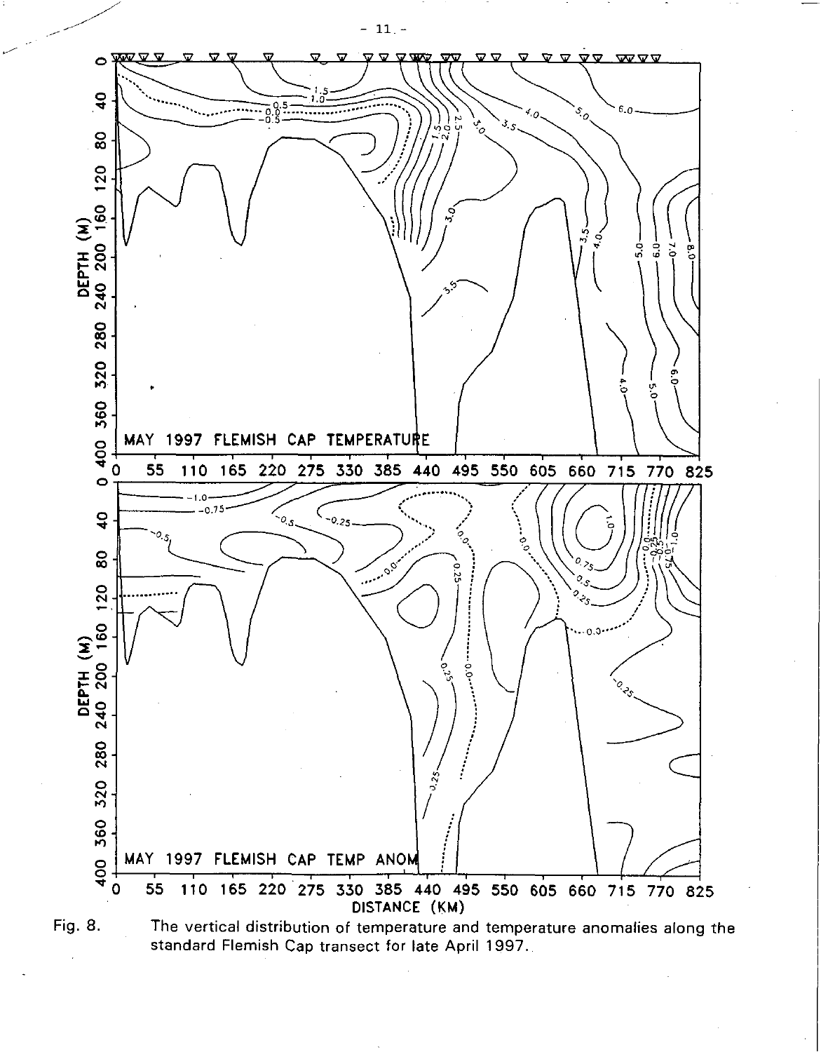Fig. 8. The vertical distribution of temperature and temperature anomalies along the standard Flemish Cap transect for late April 1997.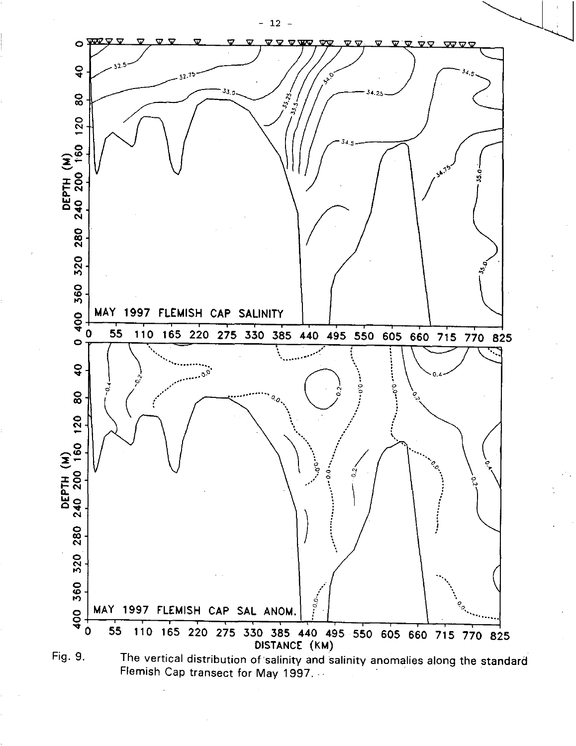Fig. 9. The vertical distribution of salinity and salinity anomalies along the standard Flemish Cap transect for May 1997.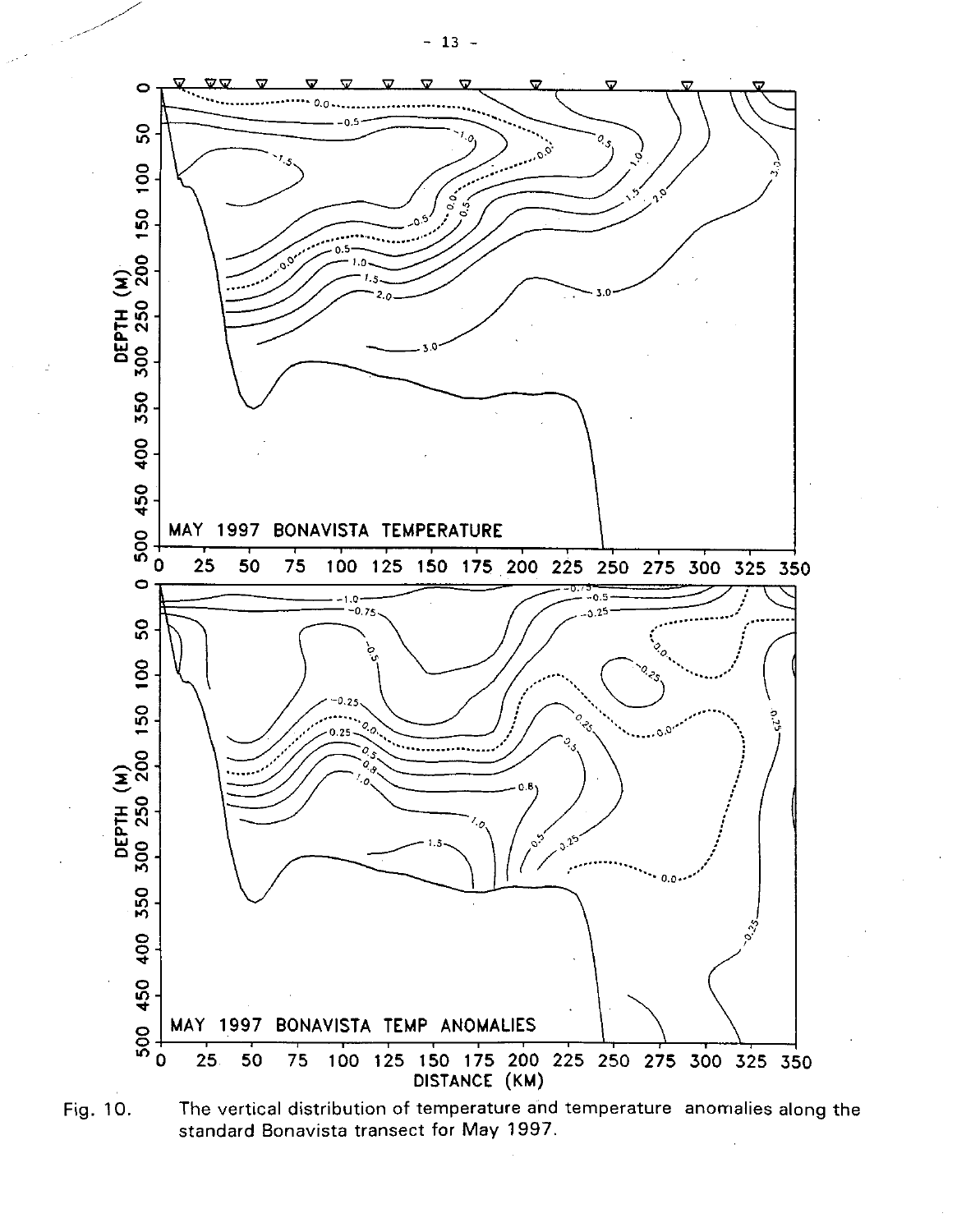Fig. 10. The vertical distribution of temperature and temperature anomalies along the standard Bonavista transect for May 1997.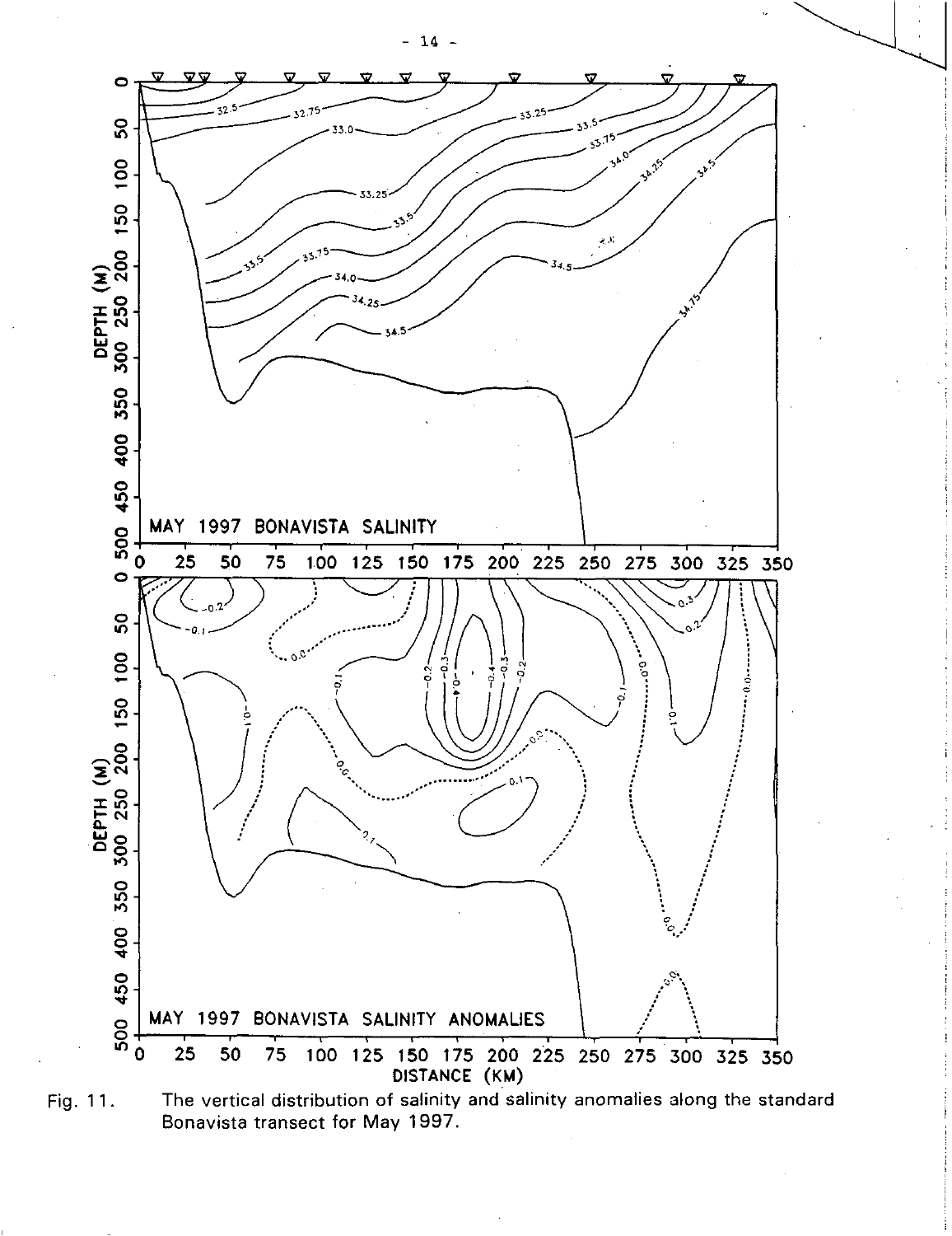Fig. 11. The vertical distribution of salinity and salinity anomalies along the standard Bonavista transect for May 1997.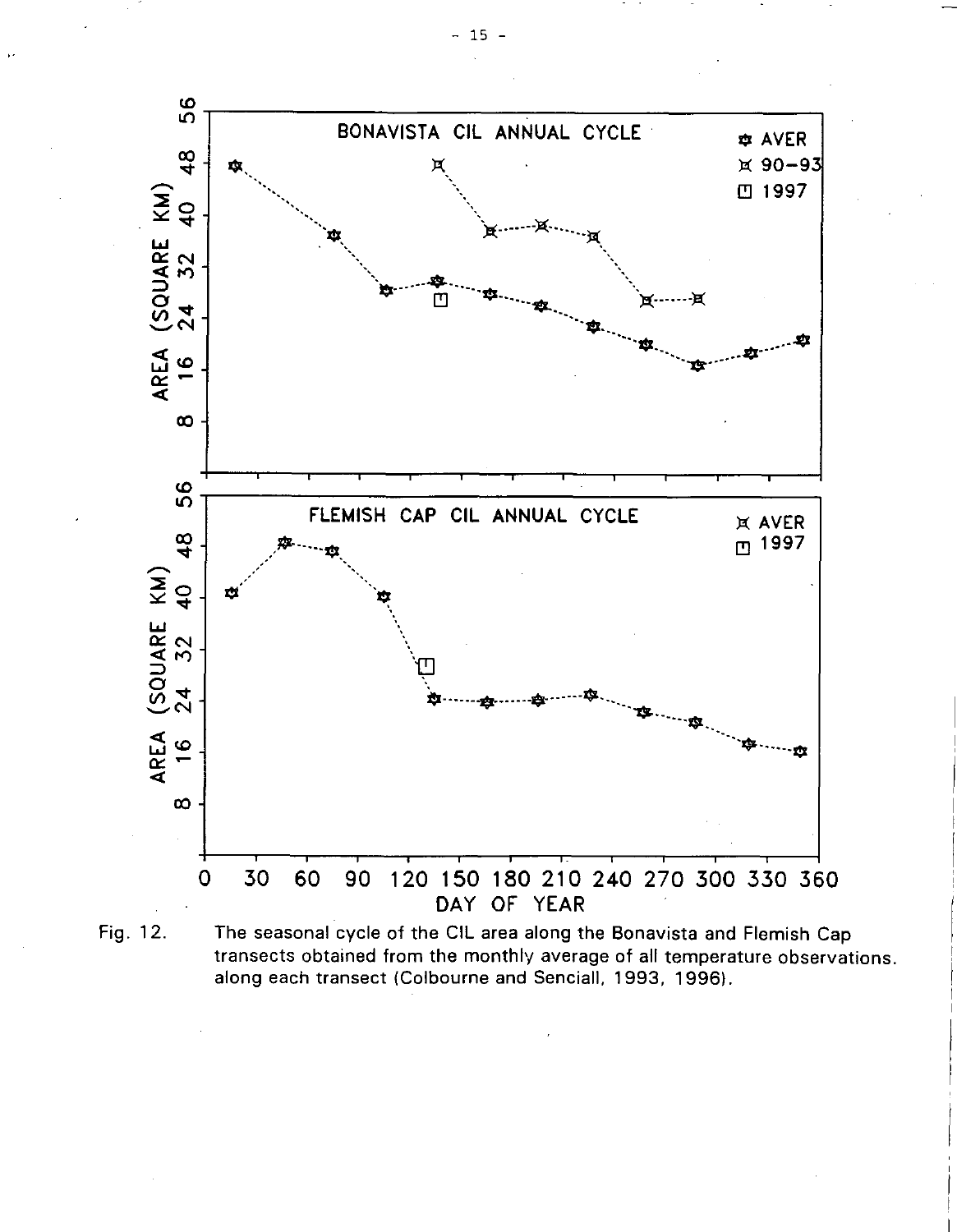BONAVISTA CIL ANNUAL CYCLE

AVER
90-93
1997

AREA (SQUARE KM)

56
48
40
32
24
16
8

FLEMISH CAP CIL ANNUAL CYCLE

AVER
1997

AREA (SQUARE KM)

56
48
40
32
24
16
8

0 30 60 90 120 150 180 210 240 270 300 330 360

DAY OF YEAR

Fig. 12. The seasonal cycle of the CIL area along the Bonavista and Flemish Cap transects obtained from the monthly average of all temperature observations along each transect (Colbourne and Senciall, 1993, 1996).